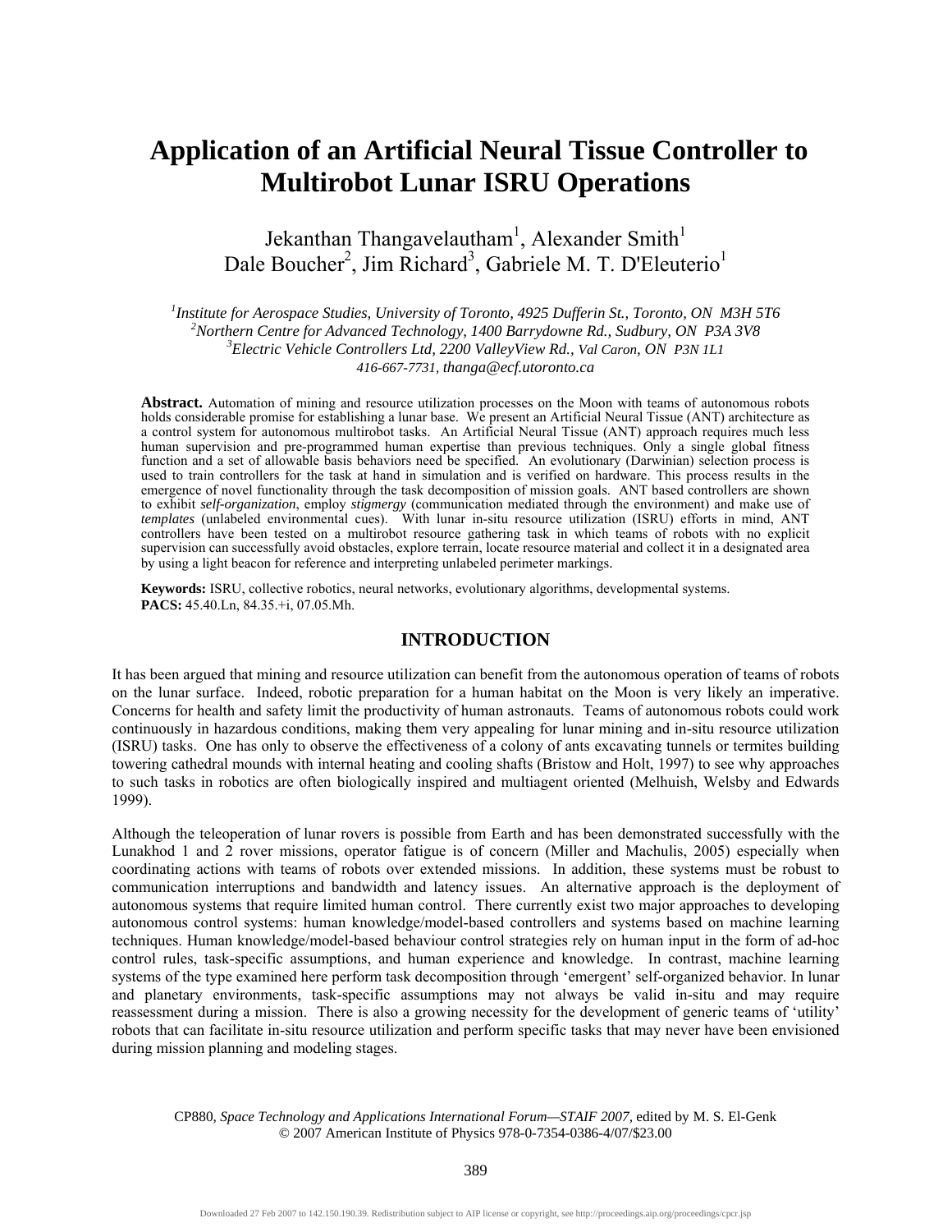# Application of an Artificial Neural Tissue Controller to Multirobot Lunar ISRU Operations

Jekanthan Thangavelautham[1], Alexander Smith[1]
Dale Boucher[2], Jim Richard[3], Gabriele M. T. D'Eleuterio[1]

[1]*Institute for Aerospace Studies, University of Toronto, 4925 Dufferin St., Toronto, ON M3H 5T6*
[2]*Northern Centre for Advanced Technology, 1400 Barrydowne Rd., Sudbury, ON P3A 3V8*
[3]*Electric Vehicle Controllers Ltd, 2200 ValleyView Rd., Val Caron, ON P3N 1L1*
*416-667-7731, thanga@ecf.utoronto.ca*

**Abstract.** Automation of mining and resource utilization processes on the Moon with teams of autonomous robots holds considerable promise for establishing a lunar base. We present an Artificial Neural Tissue (ANT) architecture as a control system for autonomous multirobot tasks. An Artificial Neural Tissue (ANT) approach requires much less human supervision and pre-programmed human expertise than previous techniques. Only a single global fitness function and a set of allowable basis behaviors need be specified. An evolutionary (Darwinian) selection process is used to train controllers for the task at hand in simulation and is verified on hardware. This process results in the emergence of novel functionality through the task decomposition of mission goals. ANT based controllers are shown to exhibit *self-organization*, employ *stigmergy* (communication mediated through the environment) and make use of *templates* (unlabeled environmental cues). With lunar in-situ resource utilization (ISRU) efforts in mind, ANT controllers have been tested on a multirobot resource gathering task in which teams of robots with no explicit supervision can successfully avoid obstacles, explore terrain, locate resource material and collect it in a designated area by using a light beacon for reference and interpreting unlabeled perimeter markings.

**Keywords:** ISRU, collective robotics, neural networks, evolutionary algorithms, developmental systems.
**PACS:** 45.40.Ln, 84.35.+i, 07.05.Mh.

## INTRODUCTION

It has been argued that mining and resource utilization can benefit from the autonomous operation of teams of robots on the lunar surface. Indeed, robotic preparation for a human habitat on the Moon is very likely an imperative. Concerns for health and safety limit the productivity of human astronauts. Teams of autonomous robots could work continuously in hazardous conditions, making them very appealing for lunar mining and in-situ resource utilization (ISRU) tasks. One has only to observe the effectiveness of a colony of ants excavating tunnels or termites building towering cathedral mounds with internal heating and cooling shafts (Bristow and Holt, 1997) to see why approaches to such tasks in robotics are often biologically inspired and multiagent oriented (Melhuish, Welsby and Edwards 1999).

Although the teleoperation of lunar rovers is possible from Earth and has been demonstrated successfully with the Lunakhod 1 and 2 rover missions, operator fatigue is of concern (Miller and Machulis, 2005) especially when coordinating actions with teams of robots over extended missions. In addition, these systems must be robust to communication interruptions and bandwidth and latency issues. An alternative approach is the deployment of autonomous systems that require limited human control. There currently exist two major approaches to developing autonomous control systems: human knowledge/model-based controllers and systems based on machine learning techniques. Human knowledge/model-based behaviour control strategies rely on human input in the form of ad-hoc control rules, task-specific assumptions, and human experience and knowledge. In contrast, machine learning systems of the type examined here perform task decomposition through 'emergent' self-organized behavior. In lunar and planetary environments, task-specific assumptions may not always be valid in-situ and may require reassessment during a mission. There is also a growing necessity for the development of generic teams of 'utility' robots that can facilitate in-situ resource utilization and perform specific tasks that may never have been envisioned during mission planning and modeling stages.

CP880, *Space Technology and Applications International Forum—STAIF 2007,* edited by M. S. El-Genk
© 2007 American Institute of Physics 978-0-7354-0386-4/07/$23.00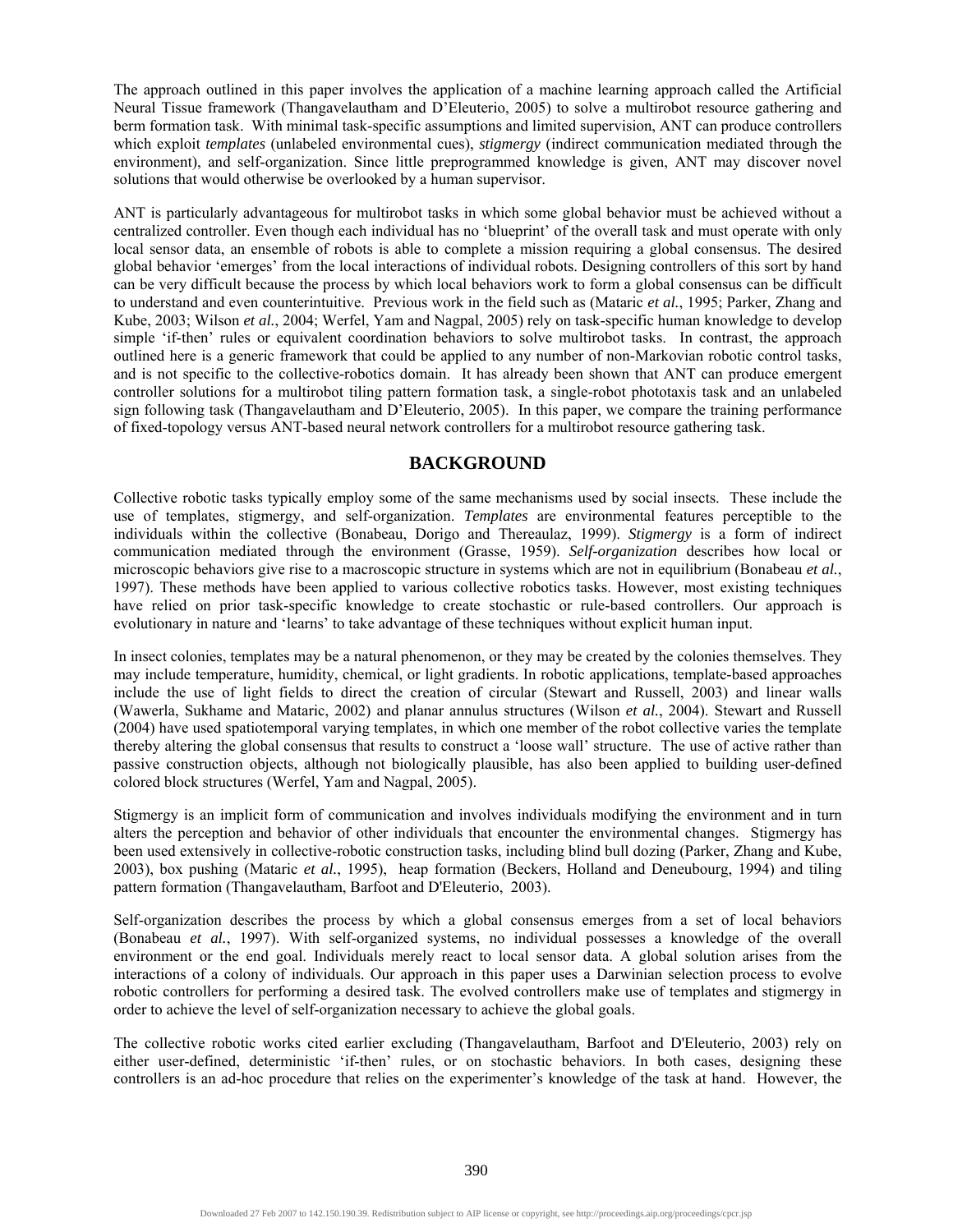The approach outlined in this paper involves the application of a machine learning approach called the Artificial Neural Tissue framework (Thangavelautham and D'Eleuterio, 2005) to solve a multirobot resource gathering and berm formation task. With minimal task-specific assumptions and limited supervision, ANT can produce controllers which exploit *templates* (unlabeled environmental cues), *stigmergy* (indirect communication mediated through the environment), and self-organization. Since little preprogrammed knowledge is given, ANT may discover novel solutions that would otherwise be overlooked by a human supervisor.

ANT is particularly advantageous for multirobot tasks in which some global behavior must be achieved without a centralized controller. Even though each individual has no 'blueprint' of the overall task and must operate with only local sensor data, an ensemble of robots is able to complete a mission requiring a global consensus. The desired global behavior 'emerges' from the local interactions of individual robots. Designing controllers of this sort by hand can be very difficult because the process by which local behaviors work to form a global consensus can be difficult to understand and even counterintuitive. Previous work in the field such as (Mataric *et al.*, 1995; Parker, Zhang and Kube, 2003; Wilson *et al.*, 2004; Werfel, Yam and Nagpal, 2005) rely on task-specific human knowledge to develop simple 'if-then' rules or equivalent coordination behaviors to solve multirobot tasks. In contrast, the approach outlined here is a generic framework that could be applied to any number of non-Markovian robotic control tasks, and is not specific to the collective-robotics domain. It has already been shown that ANT can produce emergent controller solutions for a multirobot tiling pattern formation task, a single-robot phototaxis task and an unlabeled sign following task (Thangavelautham and D'Eleuterio, 2005). In this paper, we compare the training performance of fixed-topology versus ANT-based neural network controllers for a multirobot resource gathering task.

## BACKGROUND

Collective robotic tasks typically employ some of the same mechanisms used by social insects. These include the use of templates, stigmergy, and self-organization. ***Templates*** are environmental features perceptible to the individuals within the collective (Bonabeau, Dorigo and Thereaulaz, 1999). ***Stigmergy*** is a form of indirect communication mediated through the environment (Grasse, 1959). ***Self-organization*** describes how local or microscopic behaviors give rise to a macroscopic structure in systems which are not in equilibrium (Bonabeau *et al.*, 1997). These methods have been applied to various collective robotics tasks. However, most existing techniques have relied on prior task-specific knowledge to create stochastic or rule-based controllers. Our approach is evolutionary in nature and 'learns' to take advantage of these techniques without explicit human input.

In insect colonies, templates may be a natural phenomenon, or they may be created by the colonies themselves. They may include temperature, humidity, chemical, or light gradients. In robotic applications, template-based approaches include the use of light fields to direct the creation of circular (Stewart and Russell, 2003) and linear walls (Wawerla, Sukhame and Mataric, 2002) and planar annulus structures (Wilson *et al.*, 2004). Stewart and Russell (2004) have used spatiotemporal varying templates, in which one member of the robot collective varies the template thereby altering the global consensus that results to construct a 'loose wall' structure. The use of active rather than passive construction objects, although not biologically plausible, has also been applied to building user-defined colored block structures (Werfel, Yam and Nagpal, 2005).

Stigmergy is an implicit form of communication and involves individuals modifying the environment and in turn alters the perception and behavior of other individuals that encounter the environmental changes. Stigmergy has been used extensively in collective-robotic construction tasks, including blind bull dozing (Parker, Zhang and Kube, 2003), box pushing (Mataric *et al.*, 1995), heap formation (Beckers, Holland and Deneubourg, 1994) and tiling pattern formation (Thangavelautham, Barfoot and D'Eleuterio, 2003).

Self-organization describes the process by which a global consensus emerges from a set of local behaviors (Bonabeau *et al.*, 1997). With self-organized systems, no individual possesses a knowledge of the overall environment or the end goal. Individuals merely react to local sensor data. A global solution arises from the interactions of a colony of individuals. Our approach in this paper uses a Darwinian selection process to evolve robotic controllers for performing a desired task. The evolved controllers make use of templates and stigmergy in order to achieve the level of self-organization necessary to achieve the global goals.

The collective robotic works cited earlier excluding (Thangavelautham, Barfoot and D'Eleuterio, 2003) rely on either user-defined, deterministic 'if-then' rules, or on stochastic behaviors. In both cases, designing these controllers is an ad-hoc procedure that relies on the experimenter's knowledge of the task at hand. However, the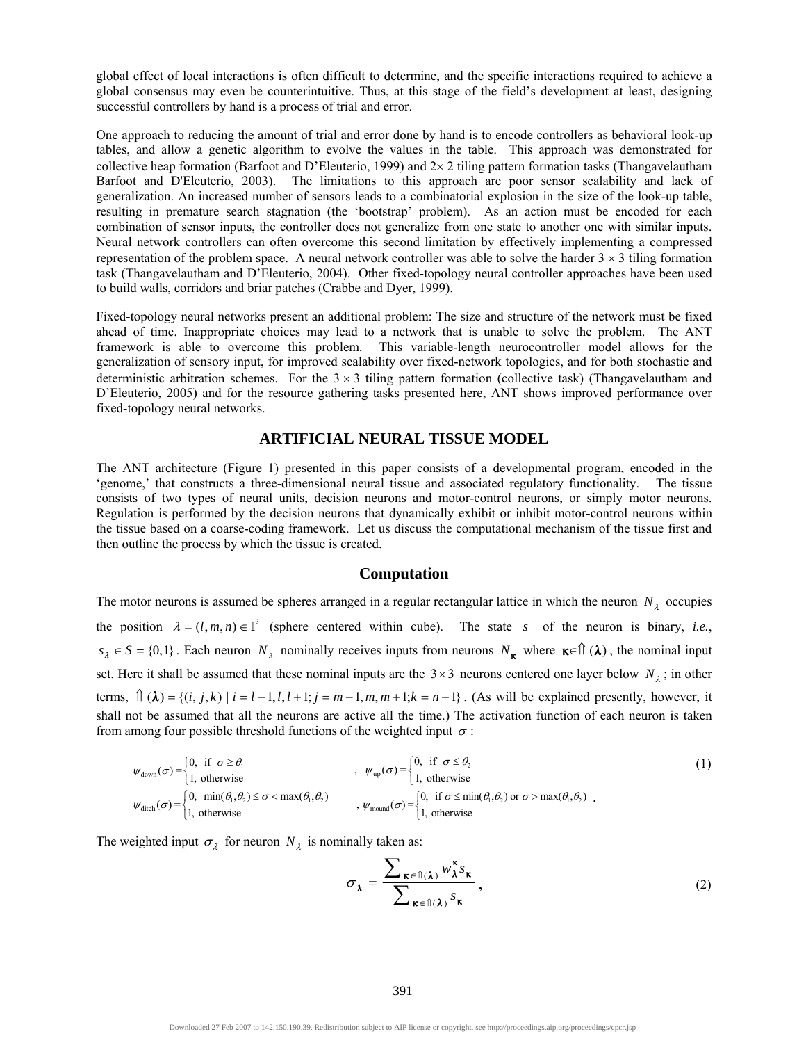global effect of local interactions is often difficult to determine, and the specific interactions required to achieve a global consensus may even be counterintuitive. Thus, at this stage of the field's development at least, designing successful controllers by hand is a process of trial and error.

One approach to reducing the amount of trial and error done by hand is to encode controllers as behavioral look-up tables, and allow a genetic algorithm to evolve the values in the table. This approach was demonstrated for collective heap formation (Barfoot and D'Eleuterio, 1999) and $2\times 2$ tiling pattern formation tasks (Thangavelautham Barfoot and D'Eleuterio, 2003). The limitations to this approach are poor sensor scalability and lack of generalization. An increased number of sensors leads to a combinatorial explosion in the size of the look-up table, resulting in premature search stagnation (the 'bootstrap' problem). As an action must be encoded for each combination of sensor inputs, the controller does not generalize from one state to another one with similar inputs. Neural network controllers can often overcome this second limitation by effectively implementing a compressed representation of the problem space. A neural network controller was able to solve the harder $3 \times 3$ tiling formation task (Thangavelautham and D'Eleuterio, 2004). Other fixed-topology neural controller approaches have been used to build walls, corridors and briar patches (Crabbe and Dyer, 1999).

Fixed-topology neural networks present an additional problem: The size and structure of the network must be fixed ahead of time. Inappropriate choices may lead to a network that is unable to solve the problem. The ANT framework is able to overcome this problem. This variable-length neurocontroller model allows for the generalization of sensory input, for improved scalability over fixed-network topologies, and for both stochastic and deterministic arbitration schemes. For the $3 \times 3$ tiling pattern formation (collective task) (Thangavelautham and D'Eleuterio, 2005) and for the resource gathering tasks presented here, ANT shows improved performance over fixed-topology neural networks.

## ARTIFICIAL NEURAL TISSUE MODEL

The ANT architecture (Figure 1) presented in this paper consists of a developmental program, encoded in the 'genome,' that constructs a three-dimensional neural tissue and associated regulatory functionality. The tissue consists of two types of neural units, decision neurons and motor-control neurons, or simply motor neurons. Regulation is performed by the decision neurons that dynamically exhibit or inhibit motor-control neurons within the tissue based on a coarse-coding framework. Let us discuss the computational mechanism of the tissue first and then outline the process by which the tissue is created.

### Computation

The motor neurons is assumed be spheres arranged in a regular rectangular lattice in which the neuron $N_\lambda$ occupies the position $\lambda = (l, m, n) \in \mathbb{I}^3$ (sphere centered within cube). The state $s$ of the neuron is binary, *i.e.*, $s_\lambda \in S = \{0,1\}$. Each neuron $N_\lambda$ nominally receives inputs from neurons $N_{\boldsymbol{\kappa}}$ where $\boldsymbol{\kappa} \in \Uparrow(\boldsymbol{\lambda})$, the nominal input set. Here it shall be assumed that these nominal inputs are the $3\times 3$ neurons centered one layer below $N_\lambda$; in other terms, $\Uparrow(\boldsymbol{\lambda}) = \{(i, j, k) \mid i = l-1, l, l+1; j = m-1, m, m+1; k = n-1\}$. (As will be explained presently, however, it shall not be assumed that all the neurons are active all the time.) The activation function of each neuron is taken from among four possible threshold functions of the weighted input $\sigma$:

$$
\psi_{\text{down}}(\sigma) = \begin{cases} 0, & \text{if } \sigma \geq \theta_1 \\ 1, & \text{otherwise} \end{cases}, \quad \psi_{\text{up}}(\sigma) = \begin{cases} 0, & \text{if } \sigma \leq \theta_2 \\ 1, & \text{otherwise} \end{cases}
$$
$$
\psi_{\text{ditch}}(\sigma) = \begin{cases} 0, & \min(\theta_1, \theta_2) \leq \sigma < \max(\theta_1, \theta_2) \\ 1, & \text{otherwise} \end{cases}, \quad \psi_{\text{mound}}(\sigma) = \begin{cases} 0, & \text{if } \sigma \leq \min(\theta_1, \theta_2) \text{ or } \sigma > \max(\theta_1, \theta_2) \\ 1, & \text{otherwise} \end{cases}. \tag{1}
$$

The weighted input $\sigma_\lambda$ for neuron $N_\lambda$ is nominally taken as:

$$
\sigma_{\boldsymbol{\lambda}} = \frac{\sum_{\boldsymbol{\kappa} \in \Uparrow(\boldsymbol{\lambda})} w_{\boldsymbol{\lambda}}^{\boldsymbol{\kappa}} s_{\boldsymbol{\kappa}}}{\sum_{\boldsymbol{\kappa} \in \Uparrow(\boldsymbol{\lambda})} s_{\boldsymbol{\kappa}}}, \tag{2}
$$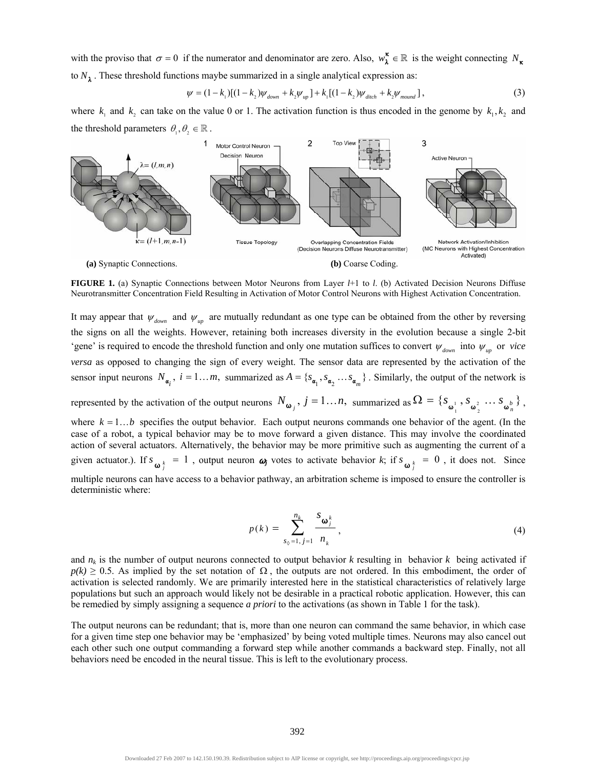with the proviso that $\sigma = 0$ if the numerator and denominator are zero. Also, $w_{\boldsymbol{\lambda}}^{\boldsymbol{\kappa}} \in \mathbb{R}$ is the weight connecting $N_{\boldsymbol{\kappa}}$ to $N_{\boldsymbol{\lambda}}$. These threshold functions maybe summarized in a single analytical expression as:

$$\psi = (1-k_1)[(1-k_2)\psi_{down} + k_2\psi_{up}] + k_1[(1-k_2)\psi_{ditch} + k_2\psi_{mound}], \tag{3}$$

where $k_1$ and $k_2$ can take on the value 0 or 1. The activation function is thus encoded in the genome by $k_1, k_2$ and the threshold parameters $\theta_1, \theta_2 \in \mathbb{R}$.

**(a)** Synaptic Connections. **(b)** Coarse Coding.

**FIGURE 1.** (a) Synaptic Connections between Motor Neurons from Layer *l*+1 to *l*. (b) Activated Decision Neurons Diffuse Neurotransmitter Concentration Field Resulting in Activation of Motor Control Neurons with Highest Activation Concentration.

It may appear that $\psi_{down}$ and $\psi_{up}$ are mutually redundant as one type can be obtained from the other by reversing the signs on all the weights. However, retaining both increases diversity in the evolution because a single 2-bit 'gene' is required to encode the threshold function and only one mutation suffices to convert $\psi_{down}$ into $\psi_{up}$ or *vice versa* as opposed to changing the sign of every weight. The sensor data are represented by the activation of the sensor input neurons $N_{\boldsymbol{\alpha}_i}$, $i = 1 \ldots m$, summarized as $A = \{s_{\boldsymbol{\alpha}_1}, s_{\boldsymbol{\alpha}_2} \ldots s_{\boldsymbol{\alpha}_m}\}$. Similarly, the output of the network is represented by the activation of the output neurons $N_{\boldsymbol{\omega}_j}$, $j = 1 \ldots n$, summarized as $\Omega = \{s_{\boldsymbol{\omega}_1^1}, s_{\boldsymbol{\omega}_2^2} \ldots s_{\boldsymbol{\omega}_n^b}\}$, where $k = 1 \ldots b$ specifies the output behavior. Each output neurons commands one behavior of the agent. (In the case of a robot, a typical behavior may be to move forward a given distance. This may involve the coordinated action of several actuators. Alternatively, the behavior may be more primitive such as augmenting the current of a given actuator.). If $s_{\boldsymbol{\omega}_j^k} = 1$, output neuron $\boldsymbol{\omega}_j$ votes to activate behavior *k*; if $s_{\boldsymbol{\omega}_j^k} = 0$, it does not. Since multiple neurons can have access to a behavior pathway, an arbitration scheme is imposed to ensure the controller is deterministic where:

$$p(k) = \sum_{s_{\Diamond}=1,\, j=1}^{n_k} \frac{s_{\boldsymbol{\omega}_j^k}}{n_k}, \tag{4}$$

and $n_k$ is the number of output neurons connected to output behavior *k* resulting in behavior *k* being activated if $p(k) \geq 0.5$. As implied by the set notation of $\Omega$, the outputs are not ordered. In this embodiment, the order of activation is selected randomly. We are primarily interested here in the statistical characteristics of relatively large populations but such an approach would likely not be desirable in a practical robotic application. However, this can be remedied by simply assigning a sequence *a priori* to the activations (as shown in Table 1 for the task).

The output neurons can be redundant; that is, more than one neuron can command the same behavior, in which case for a given time step one behavior may be 'emphasized' by being voted multiple times. Neurons may also cancel out each other such one output commanding a forward step while another commands a backward step. Finally, not all behaviors need be encoded in the neural tissue. This is left to the evolutionary process.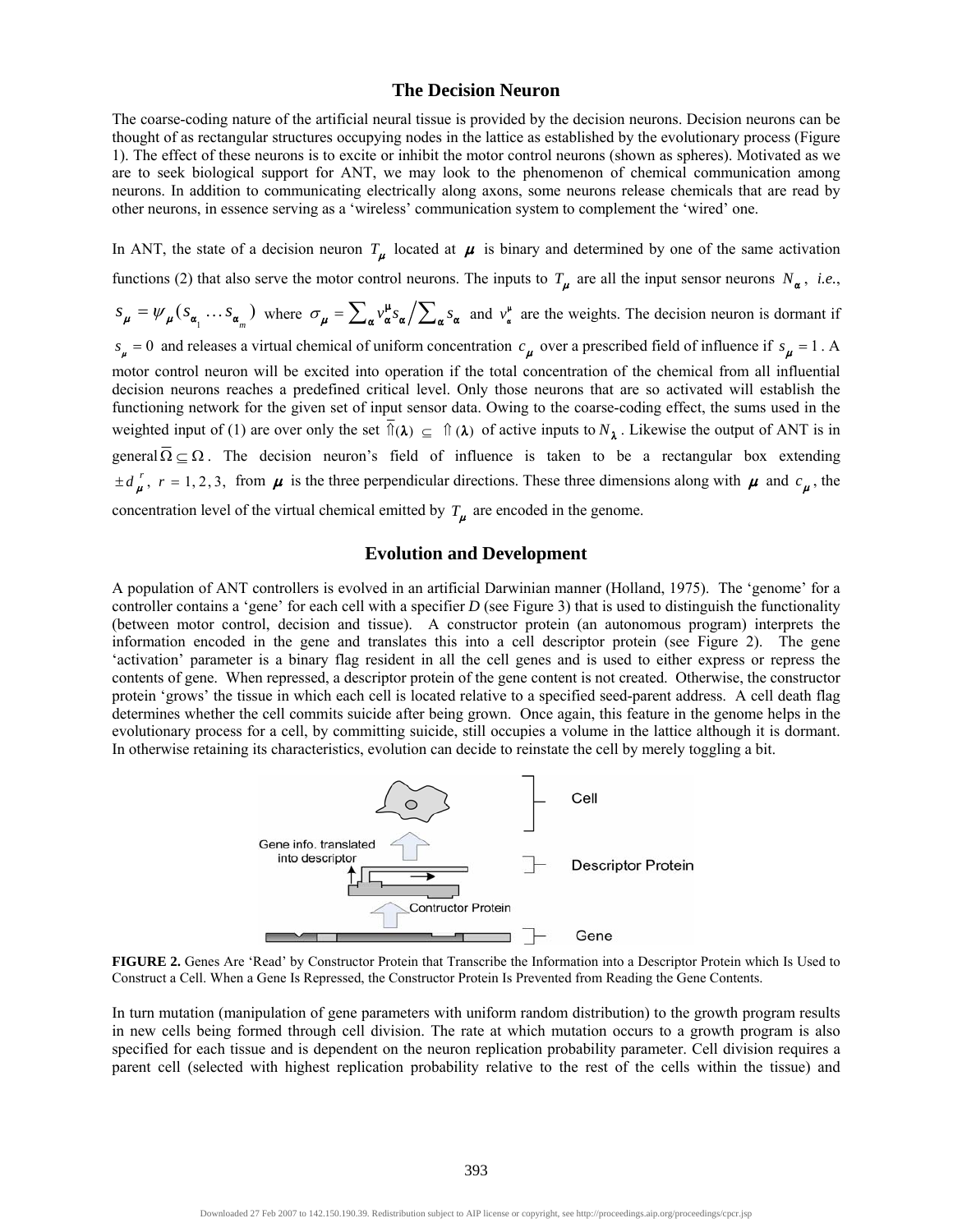## The Decision Neuron

The coarse-coding nature of the artificial neural tissue is provided by the decision neurons. Decision neurons can be thought of as rectangular structures occupying nodes in the lattice as established by the evolutionary process (Figure 1). The effect of these neurons is to excite or inhibit the motor control neurons (shown as spheres). Motivated as we are to seek biological support for ANT, we may look to the phenomenon of chemical communication among neurons. In addition to communicating electrically along axons, some neurons release chemicals that are read by other neurons, in essence serving as a 'wireless' communication system to complement the 'wired' one.

In ANT, the state of a decision neuron $T_{\boldsymbol{\mu}}$ located at $\boldsymbol{\mu}$ is binary and determined by one of the same activation functions (2) that also serve the motor control neurons. The inputs to $T_{\boldsymbol{\mu}}$ are all the input sensor neurons $N_{\boldsymbol{\alpha}}$, *i.e.*, $s_{\boldsymbol{\mu}} = \psi_{\boldsymbol{\mu}}(s_{\boldsymbol{\alpha}_1} \dots s_{\boldsymbol{\alpha}_m})$ where $\sigma_{\boldsymbol{\mu}} = \sum_{\boldsymbol{\alpha}} v_{\boldsymbol{\alpha}}^{\boldsymbol{\mu}} s_{\boldsymbol{\alpha}} / \sum_{\boldsymbol{\alpha}} s_{\boldsymbol{\alpha}}$ and $v_{\boldsymbol{\alpha}}^{\boldsymbol{\mu}}$ are the weights. The decision neuron is dormant if $s_{\boldsymbol{\mu}} = 0$ and releases a virtual chemical of uniform concentration $c_{\boldsymbol{\mu}}$ over a prescribed field of influence if $s_{\boldsymbol{\mu}} = 1$. A motor control neuron will be excited into operation if the total concentration of the chemical from all influential decision neurons reaches a predefined critical level. Only those neurons that are so activated will establish the functioning network for the given set of input sensor data. Owing to the coarse-coding effect, the sums used in the weighted input of (1) are over only the set $\overline{\Uparrow}(\boldsymbol{\lambda}) \subseteq \Uparrow(\boldsymbol{\lambda})$ of active inputs to $N_{\boldsymbol{\lambda}}$. Likewise the output of ANT is in general $\overline{\Omega} \subseteq \Omega$. The decision neuron's field of influence is taken to be a rectangular box extending $\pm d_{\boldsymbol{\mu}}^{r}$, $r = 1, 2, 3,$ from $\boldsymbol{\mu}$ is the three perpendicular directions. These three dimensions along with $\boldsymbol{\mu}$ and $c_{\boldsymbol{\mu}}$, the concentration level of the virtual chemical emitted by $T_{\boldsymbol{\mu}}$ are encoded in the genome.

## Evolution and Development

A population of ANT controllers is evolved in an artificial Darwinian manner (Holland, 1975). The 'genome' for a controller contains a 'gene' for each cell with a specifier *D* (see Figure 3) that is used to distinguish the functionality (between motor control, decision and tissue). A constructor protein (an autonomous program) interprets the information encoded in the gene and translates this into a cell descriptor protein (see Figure 2). The gene 'activation' parameter is a binary flag resident in all the cell genes and is used to either express or repress the contents of gene. When repressed, a descriptor protein of the gene content is not created. Otherwise, the constructor protein 'grows' the tissue in which each cell is located relative to a specified seed-parent address. A cell death flag determines whether the cell commits suicide after being grown. Once again, this feature in the genome helps in the evolutionary process for a cell, by committing suicide, still occupies a volume in the lattice although it is dormant. In otherwise retaining its characteristics, evolution can decide to reinstate the cell by merely toggling a bit.

**FIGURE 2.** Genes Are 'Read' by Constructor Protein That Transcribe the Information into a Descriptor Protein which Is Used to Construct a Cell. When a Gene Is Repressed, the Constructor Protein Is Prevented from Reading the Gene Contents.

In turn mutation (manipulation of gene parameters with uniform random distribution) to the growth program results in new cells being formed through cell division. The rate at which mutation occurs to a growth program is also specified for each tissue and is dependent on the neuron replication probability parameter. Cell division requires a parent cell (selected with highest replication probability relative to the rest of the cells within the tissue) and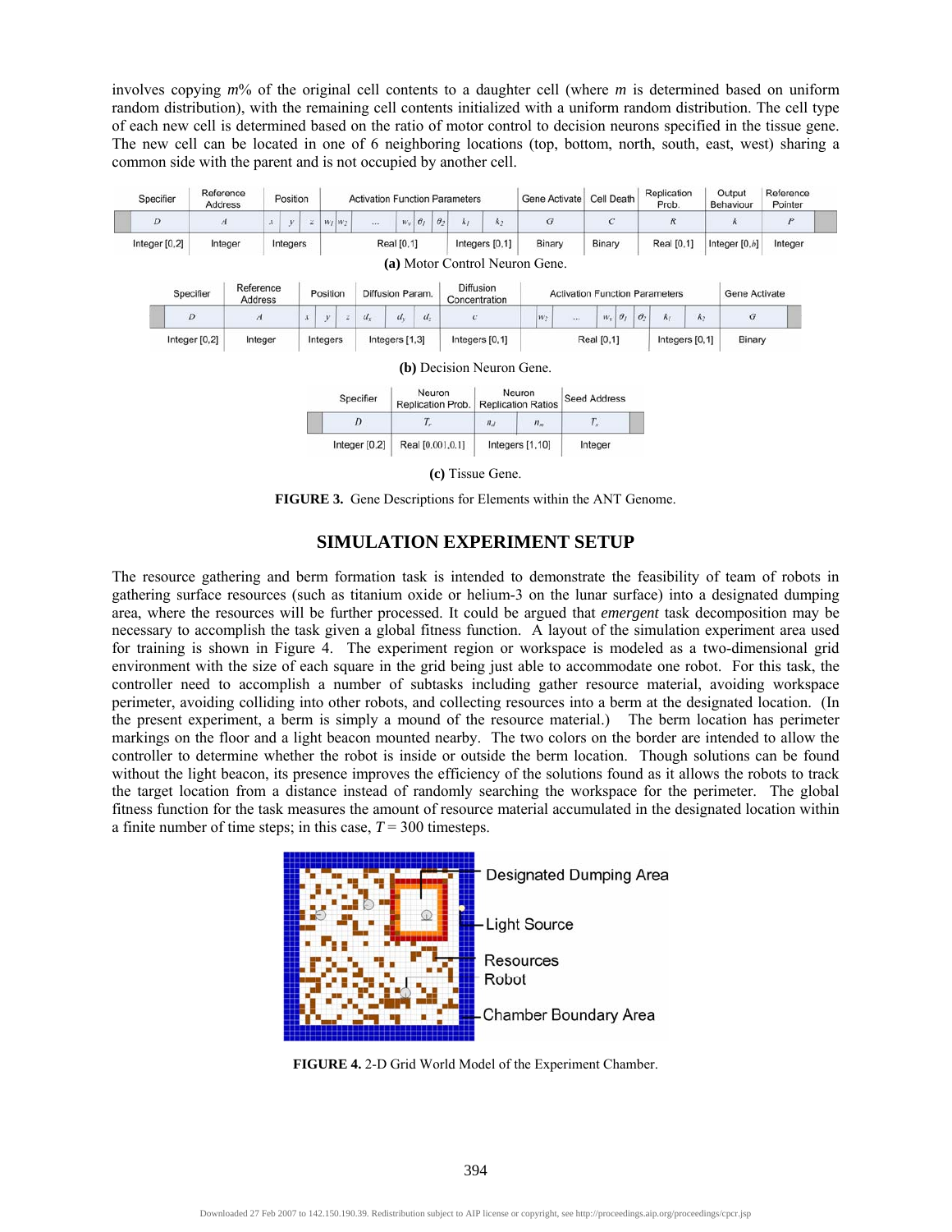involves copying $m$% of the original cell contents to a daughter cell (where $m$ is determined based on uniform random distribution), with the remaining cell contents initialized with a uniform random distribution. The cell type of each new cell is determined based on the ratio of motor control to decision neurons specified in the tissue gene. The new cell can be located in one of 6 neighboring locations (top, bottom, north, south, east, west) sharing a common side with the parent and is not occupied by another cell.

| Specifier | Reference Address | Position | | | Activation Function Parameters | | | | | | | Gene Activate | Cell Death | Replication Prob. | Output Behaviour | Reference Pointer |
|---|---|---|---|---|---|---|---|---|---|---|---|---|---|---|---|---|
| $D$ | $A$ | $x$ | $y$ | $z$ | $w_1$ $w_2$ | ... | $w_v$ | $\theta_1$ | $\theta_2$ | $k_1$ | $k_2$ | $G$ | $C$ | $R$ | $k$ | $P$ |
| Integer [0,2] | Integer | Integers | | | Real [0,1] | | | | | Integers [0,1] | | Binary | Binary | Real [0,1] | Integer [0,$b$] | Integer |

**(a)** Motor Control Neuron Gene.

| Specifier | Reference Address | Position | | | Diffusion Param. | | | Diffusion Concentration | Activation Function Parameters | | | | | | | Gene Activate |
|---|---|---|---|---|---|---|---|---|---|---|---|---|---|---|---|---|
| $D$ | $A$ | $x$ | $y$ | $z$ | $d_x$ | $d_y$ | $d_z$ | $c$ | $w_2$ | ... | $w_v$ | $\theta_1$ | $\theta_2$ | $k_1$ | $k_2$ | $G$ |
| Integer [0,2] | Integer | Integers | | | Integers [1,3] | | | Integers [0,1] | Real [0,1] | | | | | Integers [0,1] | | Binary |

**(b)** Decision Neuron Gene.

| Specifier | Neuron Replication Prob. | Neuron Replication Ratios | | Seed Address |
|---|---|---|---|---|
| $D$ | $T_r$ | $n_d$ | $n_m$ | $T_s$ |
| Integer [0,2] | Real [0.001,0.1] | Integers [1,10] | | Integer |

**(c)** Tissue Gene.

**FIGURE 3.** Gene Descriptions for Elements within the ANT Genome.

## SIMULATION EXPERIMENT SETUP

The resource gathering and berm formation task is intended to demonstrate the feasibility of team of robots in gathering surface resources (such as titanium oxide or helium-3 on the lunar surface) into a designated dumping area, where the resources will be further processed. It could be argued that *emergent* task decomposition may be necessary to accomplish the task given a global fitness function. A layout of the simulation experiment area used for training is shown in Figure 4. The experiment region or workspace is modeled as a two-dimensional grid environment with the size of each square in the grid being just able to accommodate one robot. For this task, the controller need to accomplish a number of subtasks including gather resource material, avoiding workspace perimeter, avoiding colliding into other robots, and collecting resources into a berm at the designated location. (In the present experiment, a berm is simply a mound of the resource material.) The berm location has perimeter markings on the floor and a light beacon mounted nearby. The two colors on the border are intended to allow the controller to determine whether the robot is inside or outside the berm location. Though solutions can be found without the light beacon, its presence improves the efficiency of the solutions found as it allows the robots to track the target location from a distance instead of randomly searching the workspace for the perimeter. The global fitness function for the task measures the amount of resource material accumulated in the designated location within a finite number of time steps; in this case, $T = 300$ timesteps.

Designated Dumping Area
Light Source
Resources
Robot
Chamber Boundary Area

**FIGURE 4.** 2-D Grid World Model of the Experiment Chamber.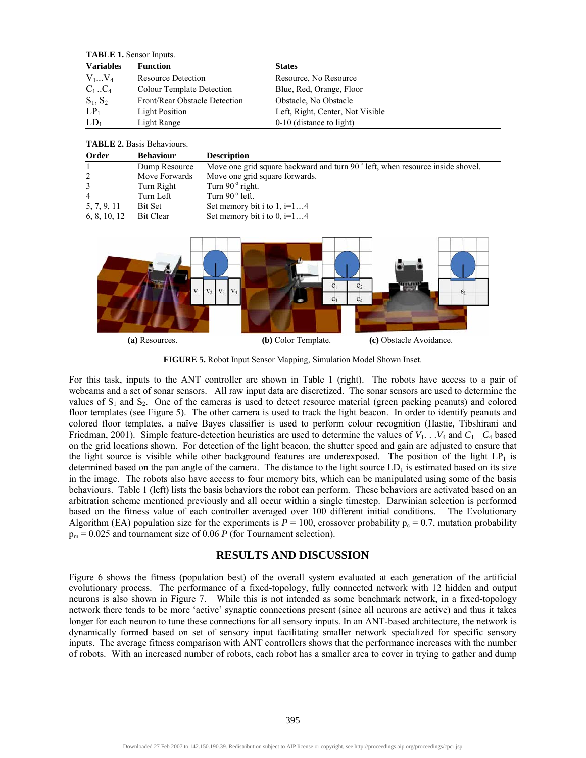**TABLE 1.** Sensor Inputs.

| Variables | Function | States |
|---|---|---|
| $V_1 ... V_4$ | Resource Detection | Resource, No Resource |
| $C_1 .. C_4$ | Colour Template Detection | Blue, Red, Orange, Floor |
| $S_1$, $S_2$ | Front/Rear Obstacle Detection | Obstacle, No Obstacle |
| $LP_1$ | Light Position | Left, Right, Center, Not Visible |
| $LD_1$ | Light Range | 0-10 (distance to light) |

**TABLE 2.** Basis Behaviours.

| Order | Behaviour | Description |
|---|---|---|
| 1 | Dump Resource | Move one grid square backward and turn 90° left, when resource inside shovel. |
| 2 | Move Forwards | Move one grid square forwards. |
| 3 | Turn Right | Turn 90° right. |
| 4 | Turn Left | Turn 90° left. |
| 5, 7, 9, 11 | Bit Set | Set memory bit i to 1, i=1…4 |
| 6, 8, 10, 12 | Bit Clear | Set memory bit i to 0, i=1…4 |

**(a)** Resources. **(b)** Color Template. **(c)** Obstacle Avoidance.

**FIGURE 5.** Robot Input Sensor Mapping, Simulation Model Shown Inset.

For this task, inputs to the ANT controller are shown in Table 1 (right). The robots have access to a pair of webcams and a set of sonar sensors. All raw input data are discretized. The sonar sensors are used to determine the values of $S_1$ and $S_2$. One of the cameras is used to detect resource material (green packing peanuts) and colored floor templates (see Figure 5). The other camera is used to track the light beacon. In order to identify peanuts and colored floor templates, a naïve Bayes classifier is used to perform colour recognition (Hastie, Tibshirani and Friedman, 2001). Simple feature-detection heuristics are used to determine the values of $V_1 . . . V_4$ and $C_{1 . . .} C_4$ based on the grid locations shown. For detection of the light beacon, the shutter speed and gain are adjusted to ensure that the light source is visible while other background features are underexposed. The position of the light $LP_1$ is determined based on the pan angle of the camera. The distance to the light source $LD_1$ is estimated based on its size in the image. The robots also have access to four memory bits, which can be manipulated using some of the basis behaviours. Table 1 (left) lists the basis behaviors the robot can perform. These behaviors are activated based on an arbitration scheme mentioned previously and all occur within a single timestep. Darwinian selection is performed based on the fitness value of each controller averaged over 100 different initial conditions. The Evolutionary Algorithm (EA) population size for the experiments is $P = 100$, crossover probability $p_c = 0.7$, mutation probability $p_m = 0.025$ and tournament size of $0.06\ P$ (for Tournament selection).

## RESULTS AND DISCUSSION

Figure 6 shows the fitness (population best) of the overall system evaluated at each generation of the artificial evolutionary process. The performance of a fixed-topology, fully connected network with 12 hidden and output neurons is also shown in Figure 7. While this is not intended as some benchmark network, in a fixed-topology network there tends to be more 'active' synaptic connections present (since all neurons are active) and thus it takes longer for each neuron to tune these connections for all sensory inputs. In an ANT-based architecture, the network is dynamically formed based on set of sensory input facilitating smaller network specialized for specific sensory inputs. The average fitness comparison with ANT controllers shows that the performance increases with the number of robots. With an increased number of robots, each robot has a smaller area to cover in trying to gather and dump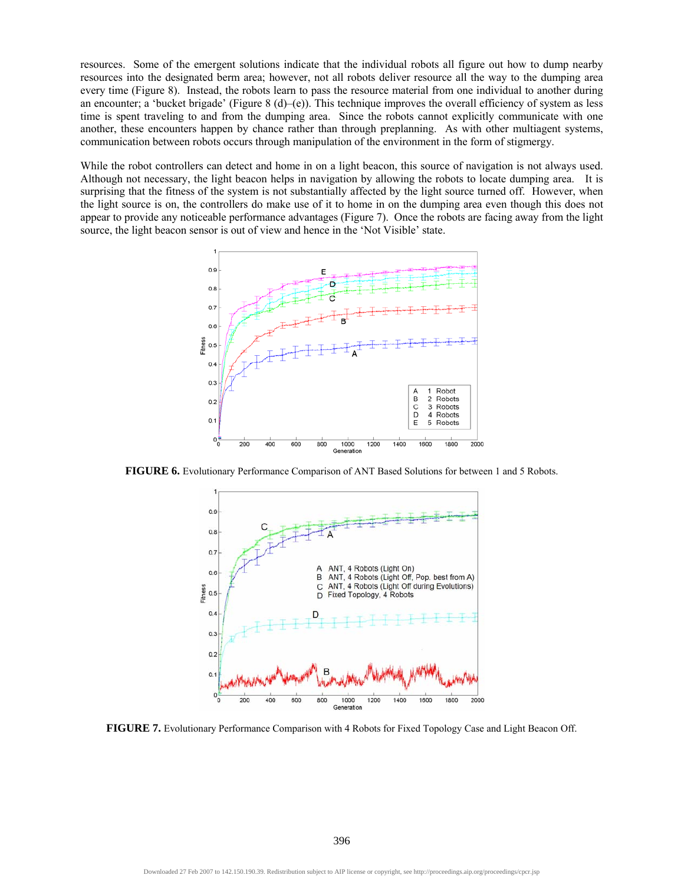resources. Some of the emergent solutions indicate that the individual robots all figure out how to dump nearby resources into the designated berm area; however, not all robots deliver resource all the way to the dumping area every time (Figure 8). Instead, the robots learn to pass the resource material from one individual to another during an encounter; a 'bucket brigade' (Figure 8 (d)–(e)). This technique improves the overall efficiency of system as less time is spent traveling to and from the dumping area. Since the robots cannot explicitly communicate with one another, these encounters happen by chance rather than through preplanning. As with other multiagent systems, communication between robots occurs through manipulation of the environment in the form of stigmergy.

While the robot controllers can detect and home in on a light beacon, this source of navigation is not always used. Although not necessary, the light beacon helps in navigation by allowing the robots to locate dumping area. It is surprising that the fitness of the system is not substantially affected by the light source turned off. However, when the light source is on, the controllers do make use of it to home in on the dumping area even though this does not appear to provide any noticeable performance advantages (Figure 7). Once the robots are facing away from the light source, the light beacon sensor is out of view and hence in the 'Not Visible' state.

**FIGURE 6.** Evolutionary Performance Comparison of ANT Based Solutions for between 1 and 5 Robots.

**FIGURE 7.** Evolutionary Performance Comparison with 4 Robots for Fixed Topology Case and Light Beacon Off.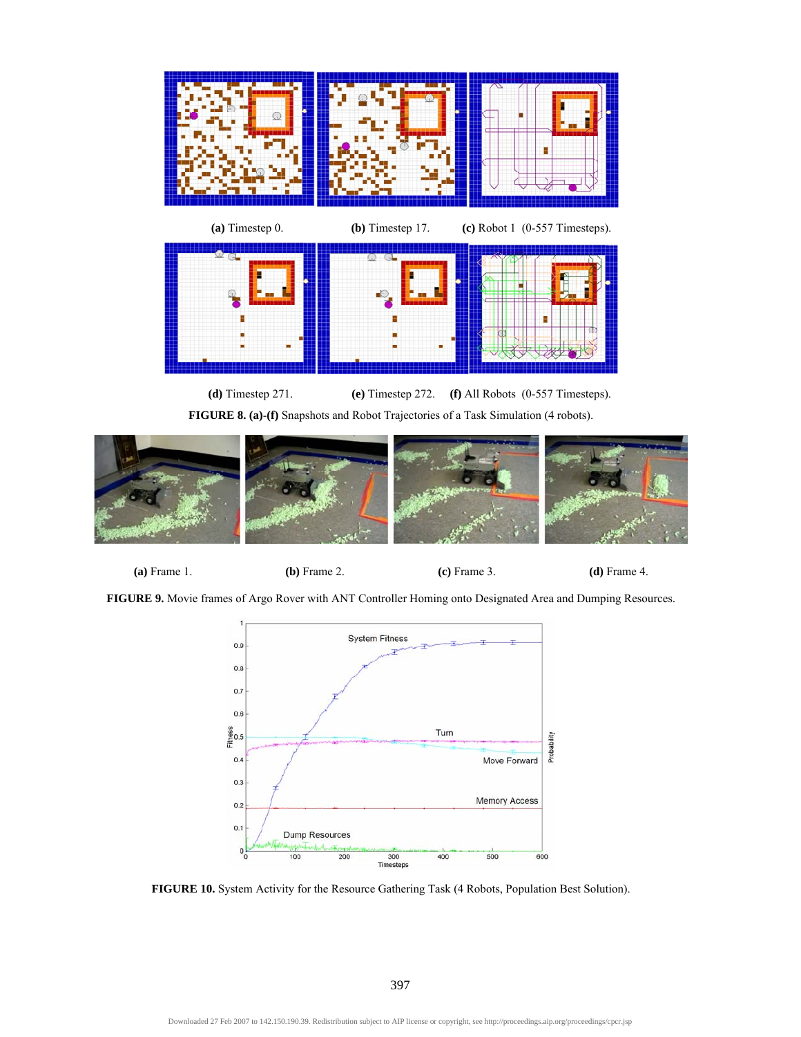**(a)** Timestep 0. **(b)** Timestep 17. **(c)** Robot 1 (0-557 Timesteps).

**(d)** Timestep 271. **(e)** Timestep 272. **(f)** All Robots (0-557 Timesteps).

**FIGURE 8. (a)-(f)** Snapshots and Robot Trajectories of a Task Simulation (4 robots).

**(a)** Frame 1. **(b)** Frame 2. **(c)** Frame 3. **(d)** Frame 4.

**FIGURE 9.** Movie frames of Argo Rover with ANT Controller Homing onto Designated Area and Dumping Resources.

**FIGURE 10.** System Activity for the Resource Gathering Task (4 Robots, Population Best Solution).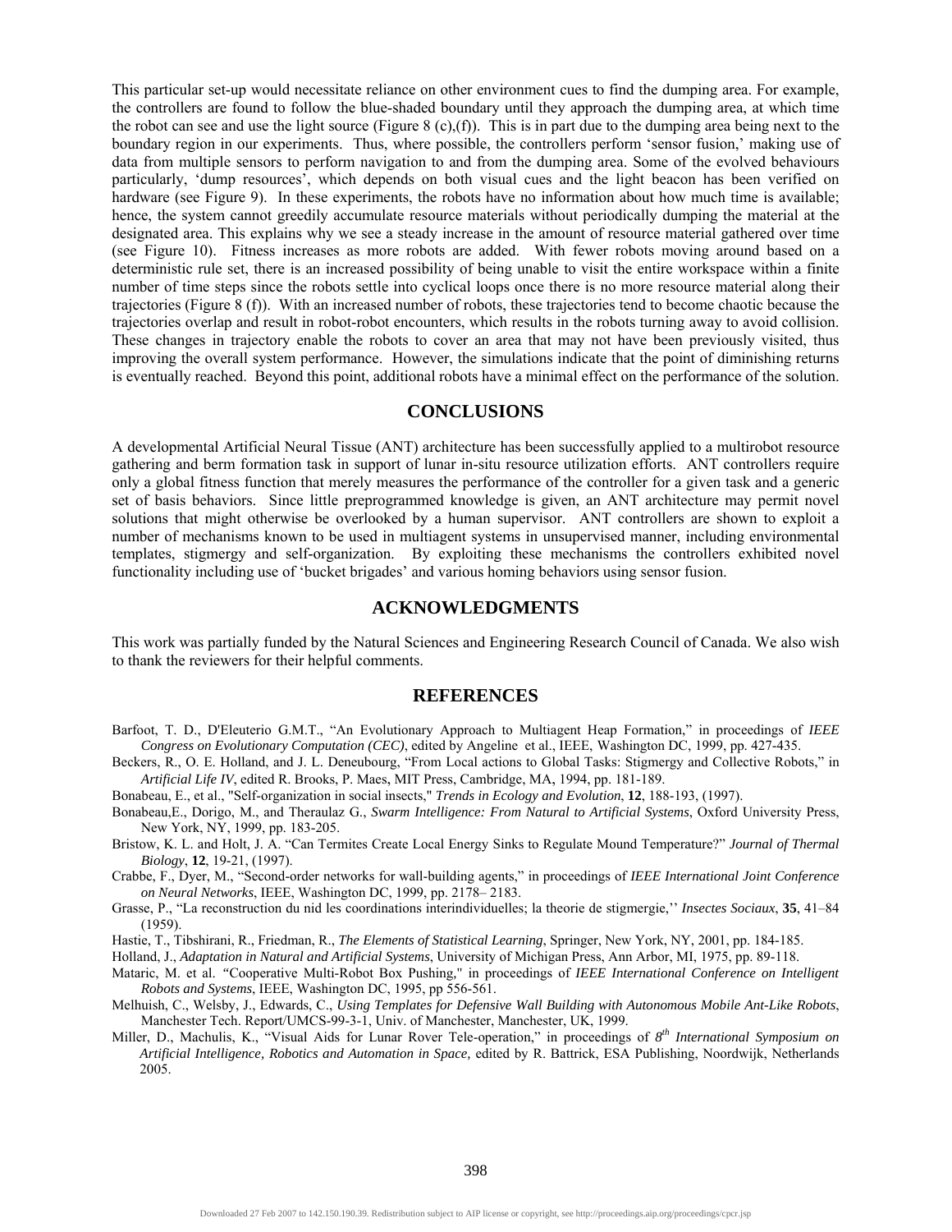This particular set-up would necessitate reliance on other environment cues to find the dumping area. For example, the controllers are found to follow the blue-shaded boundary until they approach the dumping area, at which time the robot can see and use the light source (Figure 8 (c),(f)). This is in part due to the dumping area being next to the boundary region in our experiments. Thus, where possible, the controllers perform 'sensor fusion,' making use of data from multiple sensors to perform navigation to and from the dumping area. Some of the evolved behaviours particularly, 'dump resources', which depends on both visual cues and the light beacon has been verified on hardware (see Figure 9). In these experiments, the robots have no information about how much time is available; hence, the system cannot greedily accumulate resource materials without periodically dumping the material at the designated area. This explains why we see a steady increase in the amount of resource material gathered over time (see Figure 10). Fitness increases as more robots are added. With fewer robots moving around based on a deterministic rule set, there is an increased possibility of being unable to visit the entire workspace within a finite number of time steps since the robots settle into cyclical loops once there is no more resource material along their trajectories (Figure 8 (f)). With an increased number of robots, these trajectories tend to become chaotic because the trajectories overlap and result in robot-robot encounters, which results in the robots turning away to avoid collision. These changes in trajectory enable the robots to cover an area that may not have been previously visited, thus improving the overall system performance. However, the simulations indicate that the point of diminishing returns is eventually reached. Beyond this point, additional robots have a minimal effect on the performance of the solution.

## CONCLUSIONS

A developmental Artificial Neural Tissue (ANT) architecture has been successfully applied to a multirobot resource gathering and berm formation task in support of lunar in-situ resource utilization efforts. ANT controllers require only a global fitness function that merely measures the performance of the controller for a given task and a generic set of basis behaviors. Since little preprogrammed knowledge is given, an ANT architecture may permit novel solutions that might otherwise be overlooked by a human supervisor. ANT controllers are shown to exploit a number of mechanisms known to be used in multiagent systems in unsupervised manner, including environmental templates, stigmergy and self-organization. By exploiting these mechanisms the controllers exhibited novel functionality including use of 'bucket brigades' and various homing behaviors using sensor fusion.

## ACKNOWLEDGMENTS

This work was partially funded by the Natural Sciences and Engineering Research Council of Canada. We also wish to thank the reviewers for their helpful comments.

## REFERENCES

Barfoot, T. D., D'Eleuterio G.M.T., "An Evolutionary Approach to Multiagent Heap Formation," in proceedings of *IEEE Congress on Evolutionary Computation (CEC)*, edited by Angeline et al., IEEE, Washington DC, 1999, pp. 427-435.

Beckers, R., O. E. Holland, and J. L. Deneubourg, "From Local actions to Global Tasks: Stigmergy and Collective Robots," in *Artificial Life IV*, edited R. Brooks, P. Maes, MIT Press, Cambridge, MA, 1994, pp. 181-189.

Bonabeau, E., et al., "Self-organization in social insects," *Trends in Ecology and Evolution*, **12**, 188-193, (1997).

Bonabeau,E., Dorigo, M., and Theraulaz G., *Swarm Intelligence: From Natural to Artificial Systems*, Oxford University Press, New York, NY, 1999, pp. 183-205.

Bristow, K. L. and Holt, J. A. "Can Termites Create Local Energy Sinks to Regulate Mound Temperature?" *Journal of Thermal Biology*, **12**, 19-21, (1997).

Crabbe, F., Dyer, M., "Second-order networks for wall-building agents," in proceedings of *IEEE International Joint Conference on Neural Networks*, IEEE, Washington DC, 1999, pp. 2178– 2183.

Grasse, P., "La reconstruction du nid les coordinations interindividuelles; la theorie de stigmergie,'' *Insectes Sociaux*, **35**, 41–84 (1959).

Hastie, T., Tibshirani, R., Friedman, R., *The Elements of Statistical Learning*, Springer, New York, NY, 2001, pp. 184-185.

Holland, J., *Adaptation in Natural and Artificial Systems*, University of Michigan Press, Ann Arbor, MI, 1975, pp. 89-118.

Mataric, M. et al. "Cooperative Multi-Robot Box Pushing," in proceedings of *IEEE International Conference on Intelligent Robots and Systems*, IEEE, Washington DC, 1995, pp 556-561.

Melhuish, C., Welsby, J., Edwards, C., *Using Templates for Defensive Wall Building with Autonomous Mobile Ant-Like Robots*, Manchester Tech. Report/UMCS-99-3-1, Univ. of Manchester, Manchester, UK, 1999.

Miller, D., Machulis, K., "Visual Aids for Lunar Rover Tele-operation," in proceedings of *8th International Symposium on Artificial Intelligence, Robotics and Automation in Space,* edited by R. Battrick, ESA Publishing, Noordwijk, Netherlands 2005.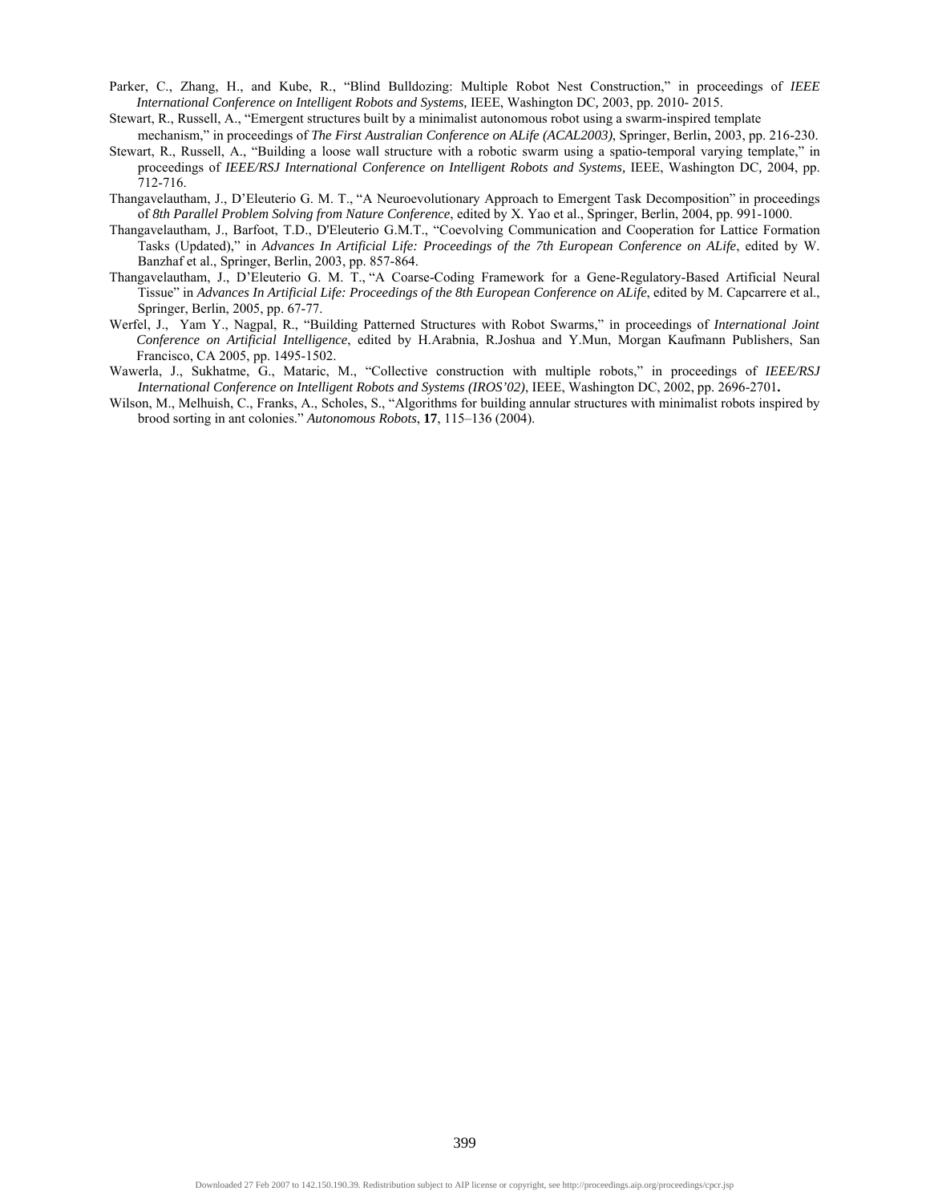Parker, C., Zhang, H., and Kube, R., "Blind Bulldozing: Multiple Robot Nest Construction," in proceedings of *IEEE International Conference on Intelligent Robots and Systems,* IEEE, Washington DC, 2003, pp. 2010- 2015.

Stewart, R., Russell, A., "Emergent structures built by a minimalist autonomous robot using a swarm-inspired template mechanism," in proceedings of *The First Australian Conference on ALife (ACAL2003)*, Springer, Berlin, 2003, pp. 216-230.

Stewart, R., Russell, A., "Building a loose wall structure with a robotic swarm using a spatio-temporal varying template," in proceedings of *IEEE/RSJ International Conference on Intelligent Robots and Systems,* IEEE, Washington DC, 2004, pp. 712-716.

Thangavelautham, J., D'Eleuterio G. M. T., "A Neuroevolutionary Approach to Emergent Task Decomposition" in proceedings of *8th Parallel Problem Solving from Nature Conference*, edited by X. Yao et al., Springer, Berlin, 2004, pp. 991-1000.

Thangavelautham, J., Barfoot, T.D., D'Eleuterio G.M.T., "Coevolving Communication and Cooperation for Lattice Formation Tasks (Updated)," in *Advances In Artificial Life: Proceedings of the 7th European Conference on ALife*, edited by W. Banzhaf et al., Springer, Berlin, 2003, pp. 857-864.

Thangavelautham, J., D'Eleuterio G. M. T., "A Coarse-Coding Framework for a Gene-Regulatory-Based Artificial Neural Tissue" in *Advances In Artificial Life: Proceedings of the 8th European Conference on ALife*, edited by M. Capcarrere et al., Springer, Berlin, 2005, pp. 67-77.

Werfel, J., Yam Y., Nagpal, R., "Building Patterned Structures with Robot Swarms," in proceedings of *International Joint Conference on Artificial Intelligence*, edited by H.Arabnia, R.Joshua and Y.Mun, Morgan Kaufmann Publishers, San Francisco, CA 2005, pp. 1495-1502.

Wawerla, J., Sukhatme, G., Mataric, M., "Collective construction with multiple robots," in proceedings of *IEEE/RSJ International Conference on Intelligent Robots and Systems (IROS'02)*, IEEE, Washington DC, 2002, pp. 2696-2701**.**

Wilson, M., Melhuish, C., Franks, A., Scholes, S., "Algorithms for building annular structures with minimalist robots inspired by brood sorting in ant colonies." *Autonomous Robots*, **17**, 115–136 (2004).